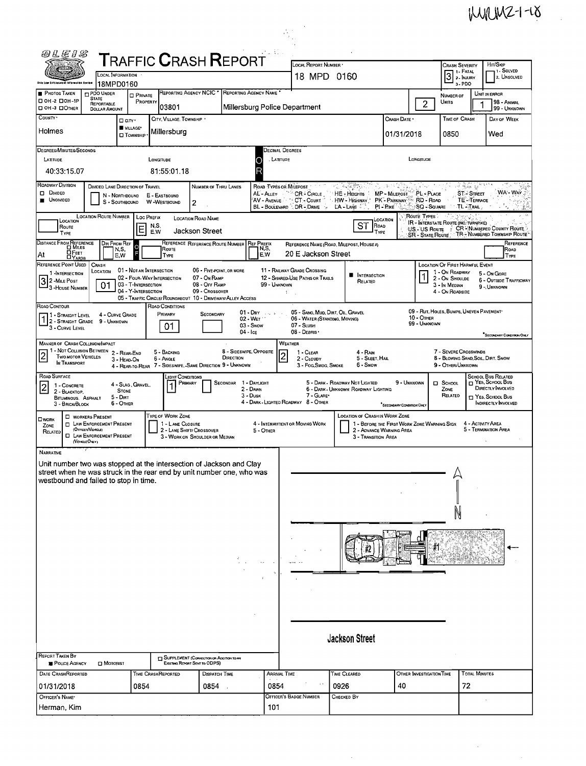MMUMZ-1-18

# TRAFFIC CRASH REPORT

OLEIS — Ohio Law Enforcement Information System

| Field | Value |
|---|---|
| Local Information | 18MPD0160 |
| Local Report Number | 18 MPD 0160 |
| Crash Severity | 3 (1 - Fatal, 2 - Injury, 3 - PDO) |
| Hit/Skip | (1 - Solved, 2 - Unsolved) |
| Photos Taken | ☐ OH-2 ☐ OH-1P ☐ OH-3 ☐ Other |
| PDO Under State Reportable Dollar Amount | ☐ |
| Private Property | ☐ |
| Reporting Agency NCIC | 03801 |
| Reporting Agency Name | Millersburg Police Department |
| Number of Units | 2 |
| Unit in Error | 1 (98 - Animal, 99 - Unknown) |
| County | Holmes |
| City / Village / Township | ■ Village — Millersburg |
| Crash Date | 01/31/2018 |
| Time of Crash | 0850 |
| Day of Week | Wed |
| Latitude (Degrees/Minutes/Seconds) | 40:33:15.07 |
| Longitude (Degrees/Minutes/Seconds) | 81:55:01.18 |

## Roadway

| Field | Value |
|---|---|
| Roadway Division | ■ Undivided |
| Divided Lane Direction of Travel | N - Northbound, S - Southbound, E - Eastbound, W - Westbound |
| Number of Thru Lanes | 2 |
| Location Route Number / Loc Prefix | E |
| Location Road Name | Jackson Street |
| Location Road Type | ST |
| Distance From Reference | At |
| Reference Name (Road, Milepost, House #) | 20 E Jackson Street |
| Reference Point Used | 3 (1 - Intersection, 2 - Mile Post, 3 - House Number) |
| Crash Location | 01 |
| Intersection Related | ■ |
| Location of First Harmful Event | 1 (1 - On Roadway, 2 - On Shoulde, 3 - In Median, 4 - On Roadside, 5 - On Gore, 6 - Outside Trafficway, 9 - Unknown) |
| Road Contour | 1 (1 - Straight Level, 2 - Straight Grade, 3 - Curve Level, 4 - Curve Grade, 9 - Unknown) |
| Road Conditions — Primary | 01 |
| Manner of Crash Collision/Impact | 2 (2 - Rear-End) |
| Weather | 2 (2 - Cloudy) |
| Road Surface | 2 (2 - Blacktop, Bituminous, Asphalt) |
| Light Conditions — Primary | 1 (1 - Daylight) |

Crash Location codes: 01 - Not an Intersection, 02 - Four-Way Intersection, 03 - T-Intersection, 04 - Y-Intersection, 05 - Traffic Circle/Roundabout, 06 - Five-Point or More, 07 - On Ramp, 08 - Off Ramp, 09 - Crossover, 10 - Driveway/Alley Access, 11 - Railway Grade Crossing, 12 - Shared-Use Paths or Trails, 99 - Unknown

Road Conditions codes: 01 - Dry, 02 - Wet, 03 - Snow, 04 - Ice, 05 - Sand, Mud, Dirt, Oil, Gravel, 06 - Water (Standing, Moving), 07 - Slush, 08 - Debris, 09 - Rut, Holes, Bumps, Uneven Pavement, 10 - Other, 99 - Unknown

## Narrative

Unit number two was stopped at the intersection of Jackson and Clay street when he was struck in the rear end by unit number one, who was westbound and failed to stop in time.

Diagram: Jackson Street, #2, #1, N

## Report Details

| Field | Value |
|---|---|
| Report Taken By | ■ Police Agency ☐ Motorist |
| Date Crash Reported | 01/31/2018 |
| Time Crash Reported | 0854 |
| Dispatch Time | 0854 |
| Arrival Time | 0854 |
| Time Cleared | 0926 |
| Other Investigation Time | 40 |
| Total Minutes | 72 |
| Officer's Name | Herman, Kim |
| Officer's Badge Number | 101 |
| Checked By | |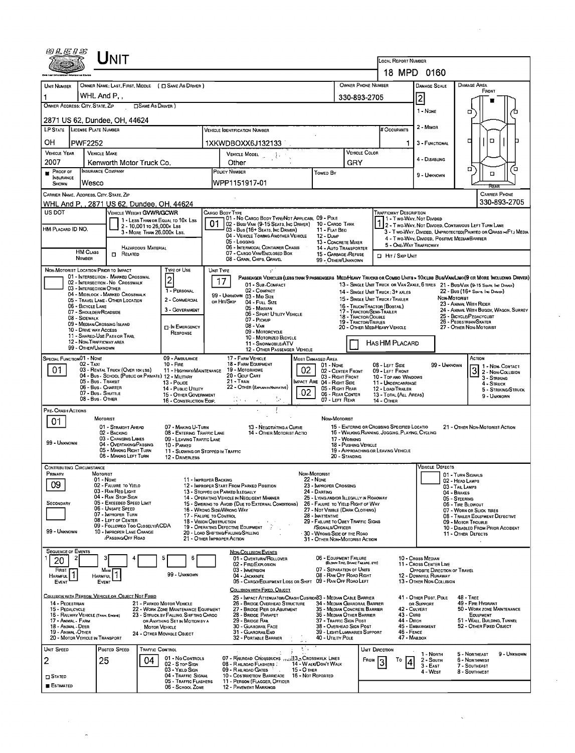# Unit

**Local Report Number:** 18 MPD 0160

| Unit Number | Owner Name: Last, First, Middle (☐ Same as Driver) | Owner Phone Number | Damage Scale | Damage Area |
|---|---|---|---|---|
| 1 | WHL And P, , | 330-893-2705 | 2 | Front |

**Owner Address: City, State, Zip** (☐ Same as Driver): 2871 US 62, Dundee, OH, 44624

| LP State | License Plate Number | Vehicle Identification Number | # Occupants |
|---|---|---|---|
| OH | PWF2252 | 1XKWDBOXX6J132133 | 1 |

| Vehicle Year | Vehicle Make | Vehicle Model | Vehicle Color |
|---|---|---|---|
| 2007 | Kenworth Motor Truck Co. | Other | GRY |

| Proof of Insurance Shown | Insurance Company | Policy Number | Towed By |
|---|---|---|---|
| ■ | Wesco | WPP1151917-01 | |

Damage Scale: 1 - None; 2 - Minor; 3 - Functional; 4 - Disabling; 9 - Unknown

**Carrier Name, Address, City, State, Zip:** WHL And P, , 2871 US 62, Dundee, OH, 44624

**Carrier Phone:** 330-893-2705

**US DOT:**

**HM Placard ID No.:**

**Vehicle Weight GVWR/GCWR:** 1 - Less Than or Equal to 10k Lbs; 2 - 10,001 to 26,000k Lbs; 3 - More Than 26,000k Lbs.

**HM Class Number:** ☐ Related — Hazardous Material

**Cargo Body Type:** 01
01 - No Cargo Body Type/Not Applicable; 02 - Bus/Van (9-15 Seats, Inc Driver); 03 - Bus (16+ Seats, Inc Driver); 04 - Vehicle Towing Another Vehicle; 05 - Logging; 06 - Intermodal Container Chassis; 07 - Cargo Van/Enclosed Box; 08 - Grain, Chips, Gravel; 09 - Pole; 10 - Cargo Tank; 11 - Flat Bed; 12 - Dump; 13 - Concrete Mixer; 14 - Auto Transporter; 15 - Garbage/Refuse; 99 - Other/Unknown

**Trafficway Description:** 1
1 - Two-Way, Not Divided; 2 - Two-Way, Not Divided, Continuous Left Turn Lane; 3 - Two-Way, Divided, Unprotected (Painted or Grass >4Ft.) Media; 4 - Two-Way, Divided, Positive Median Barrier; 5 - One-Way Trafficway

☐ Hit / Skip Unit

**Non-Motorist Location Prior to Impact:**
01 - Intersection - Marked Crosswalk; 02 - Intersection - No Crosswalk; 03 - Intersection Other; 04 - Midblock - Marked Crosswalk; 05 - Travel Lane - Other Location; 06 - Bicycle Lane; 07 - Shoulder/Roadside; 08 - Sidewalk; 09 - Median/Crossing Island; 10 - Drive Way Access; 11 - Shared-Use Path or Trail; 12 - Non-Trafficway Area; 99 - Other/Unknown

**Type of Use:** 2
1 - Personal; 2 - Commercial; 3 - Government; ☐ In Emergency Response

**Unit Type:** 17
Passenger Vehicles (less than 9 passengers): 01 - Sub-Compact; 02 - Compact; 99 - Unknown 03 - Mid Size or Hit/Skip; 04 - Full Size; 05 - Minivan; 06 - Sport Utility Vehicle; 07 - Pickup; 08 - Van; 09 - Motorcycle; 10 - Motorized Bicycle; 11 - Snowmobile/ATV; 12 - Other Passenger Vehicle
Med/Heavy Trucks or Combo Units > 10k lbs Bus/Van/Limo (9 or More Including Driver): 13 - Single Unit Truck or Van 2axle, 6 Tires; 14 - Single Unit Truck: 3+ Axles; 15 - Single Unit Truck / Trailer; 16 - Truck/Tractor (Bobtail); 17 - Tractor/Semi-Trailer; 18 - Tractor/Double; 19 - Tractor/Triples; 20 - Other Med/Heavy Vehicle; 21 - Bus/Van (9-15 Seats, Inc Driver); 22 - Bus (16+ Seats, Inc Driver)
Non-Motorist: 23 - Animal With Rider; 24 - Animal With Buggy, Wagon, Surrey; 25 - Bicycle/Pedacyclist; 26 - Pedestrian/Skater; 27 - Other Non-Motorist

☐ Has HM Placard

**Special Function:** 01
01 - None; 02 - Taxi; 03 - Rental Truck (Over 10k lbs); 04 - Bus - School (Public or Private); 05 - Bus - Transit; 06 - Bus - Charter; 07 - Bus - Shuttle; 08 - Bus - Other; 09 - Ambulance; 10 - Fire; 11 - Highway/Maintenance; 12 - Military; 13 - Police; 14 - Public Utility; 15 - Other Government; 16 - Construction Eqip.; 17 - Farm Vehicle; 18 - Farm Equipment; 19 - Motorhome; 20 - Golf Cart; 21 - Train; 22 - Other (Explain in Narrative)

**Most Damaged Area:** 02
**Impact Are:** 02
01 - None; 02 - Center Front; 03 - Right Front; 04 - Right Side; 05 - Right Rear; 06 - Rear Center; 07 - Left Rear; 08 - Left Side; 09 - Left Front; 10 - Top and Windows; 11 - Undercarriage; 12 - Load/Trailer; 13 - Total (All Areas); 14 - Other; 99 - Unknown

**Action:** 3
1 - Non-Contact; 2 - Non-Collision; 3 - Striking; 4 - Struck; 5 - Striking/Struck; 9 - Unknown

**Pre-Crash Actions:** 01
Motorist: 01 - Straight Ahead; 02 - Backing; 03 - Changing Lanes; 04 - Overtaking/Passing; 05 - Making Right Turn; 06 - Making Left Turn; 07 - Making U-Turn; 08 - Entering Traffic Lane; 09 - Leaving Traffic Lane; 10 - Parked; 11 - Slowing or Stopped in Traffic; 12 - Driverless; 13 - Negotiating a Curve; 14 - Other Motorist Actio; 99 - Unknown
Non-Motorist: 15 - Entering or Crossing Specified Locatio; 16 - Walking, Running, Jogging, Playing, Cycling; 17 - Working; 18 - Pushing Vehicle; 19 - Approaching or Leaving Vehicle; 20 - Standing; 21 - Other Non-Motorist Action

**Contributing Circumstance**
Primary: 09
Secondary:
Motorist: 01 - None; 02 - Failure to Yield; 03 - Ran Red Light; 04 - Ran Stop Sign; 05 - Exceeded Speed Limit; 06 - Unsafe Speed; 07 - Improper Turn; 08 - Left of Center; 09 - Followed Too Closely/ACDA; 10 - Improper Lane Change /Passing/Off Road; 11 - Improper Backing; 12 - Improper Start From Parked Position; 13 - Stopped or Parked Illegally; 14 - Operating Vehicle in Negligent Manner; 15 - Swering to Avoid (Due to External Conditions); 16 - Wrong Side/Wrong Way; 17 - Failure to Control; 18 - Vision Obstruction; 19 - Operating Defective Equipment; 20 - Load Shifting/Falling/Spilling; 21 - Other Improper Action; 99 - Unknown
Non-Motorist: 22 - None; 23 - Improper Crossing; 24 - Darting; 25 - Lying and/or Illegally in Roadway; 26 - Falure to Yield Right of Way; 27 - Not Visible (Dark Clothing); 28 - Inattentive; 29 - Failure to Obey Traffic Signs /Signals/Officer; 30 - Wrong Side of the Road; 31 - Other Non-Motorist Action

**Vehicle Defects:** 01 - Turn Signals; 02 - Head Lamps; 03 - Tail Lamps; 04 - Brakes; 05 - Steering; 06 - Tire Blowout; 07 - Worn or Slick Tires; 08 - Trailer Equipment Defective; 09 - Motor Trouble; 10 - Disabled From Prior Accident; 11 - Other Defects

**Sequence of Events:** 1: 20; 2–6: (blank)
First Harmful Event: 1; Most Harmful Event: 1; 99 - Unknown

Non-Collision Events: 01 - Overturn/Rollover; 02 - Fire/Explosion; 03 - Immersion; 04 - Jackknife; 05 - Cargo/Equipment Loss or Shift; 06 - Equipment Failure (Blown Tire, Brake Failure, etc); 07 - Separation of Units; 08 - Ran Off Road Right; 09 - Ran Off Road Left; 10 - Cross Median; 11 - Cross Center Line Opposite Direction of Travel; 12 - Downhill Runaway; 13 - Other Non-Collision

Collision with Person, Vehicle or Object Not Fixed: 14 - Pedestrian; 15 - Pedalcycle; 16 - Railway Vehicle (Train, Engine); 17 - Animal - Farm; 18 - Animal - Deer; 19 - Animal - Other; 20 - Motor Vehicle in Transport; 21 - Parked Motor Vehicle; 22 - Work Zone Maintenance Equipment; 23 - Struck by Falling, Shifting Cargo or Anything Set in Motion by a Motor Vehicle; 24 - Other Movable Object

Collision with Fixed, Object: 25 - Impact Attenuator/Crash Cushion; 26 - Bridge Overhead Structure; 27 - Bridge Pier or Abutment; 28 - Bridge Parapet; 29 - Bridge Rail; 30 - Guardrail Face; 31 - Guardrail End; 32 - Portable Barrier; 33 - Median Cable Barrier; 34 - Median Guardrail Barrier; 35 - Median Concrete Barrier; 36 - Median Other Barrier; 37 - Traffic Sign Post; 38 - Overhead Sign Post; 39 - Light/Luminaries Support; 40 - Utility Pole; 41 - Other Post, Pole or Support; 42 - Culvert; 43 - Curb; 44 - Ditch; 45 - Embankment; 46 - Fence; 47 - Mailbox; 48 - Tree; 49 - Fire Hydrant; 50 - Work Zone Maintenance Equipment; 51 - Wall, Building, Tunnel; 52 - Other Fixed Object

| Unit Speed | Posted Speed | Traffic Control | Unit Direction |
|---|---|---|---|
| 2 | 25 | 04 | From 3 To 4 |

☐ Stated ■ Estimated

Traffic Control: 01 - No Controls; 02 - Stop Sign; 03 - Yield Sign; 04 - Traffic Signal; 05 - Traffic Flashers; 06 - School Zone; 07 - Railroad Crossbucks; 08 - Railroad Flashers; 09 - Railroad Gates; 10 - Costruction Barricade; 11 - Person (Flagger, Officer); 12 - Pavement Markings; 13 - Crosswalk Lines; 14 - Walk/Don't Walk; 15 - Other; 16 - Not Reported

Unit Direction: 1 - North; 2 - South; 3 - East; 4 - West; 5 - Northeast; 6 - Northwest; 7 - Southeast; 8 - Southwest; 9 - Unknown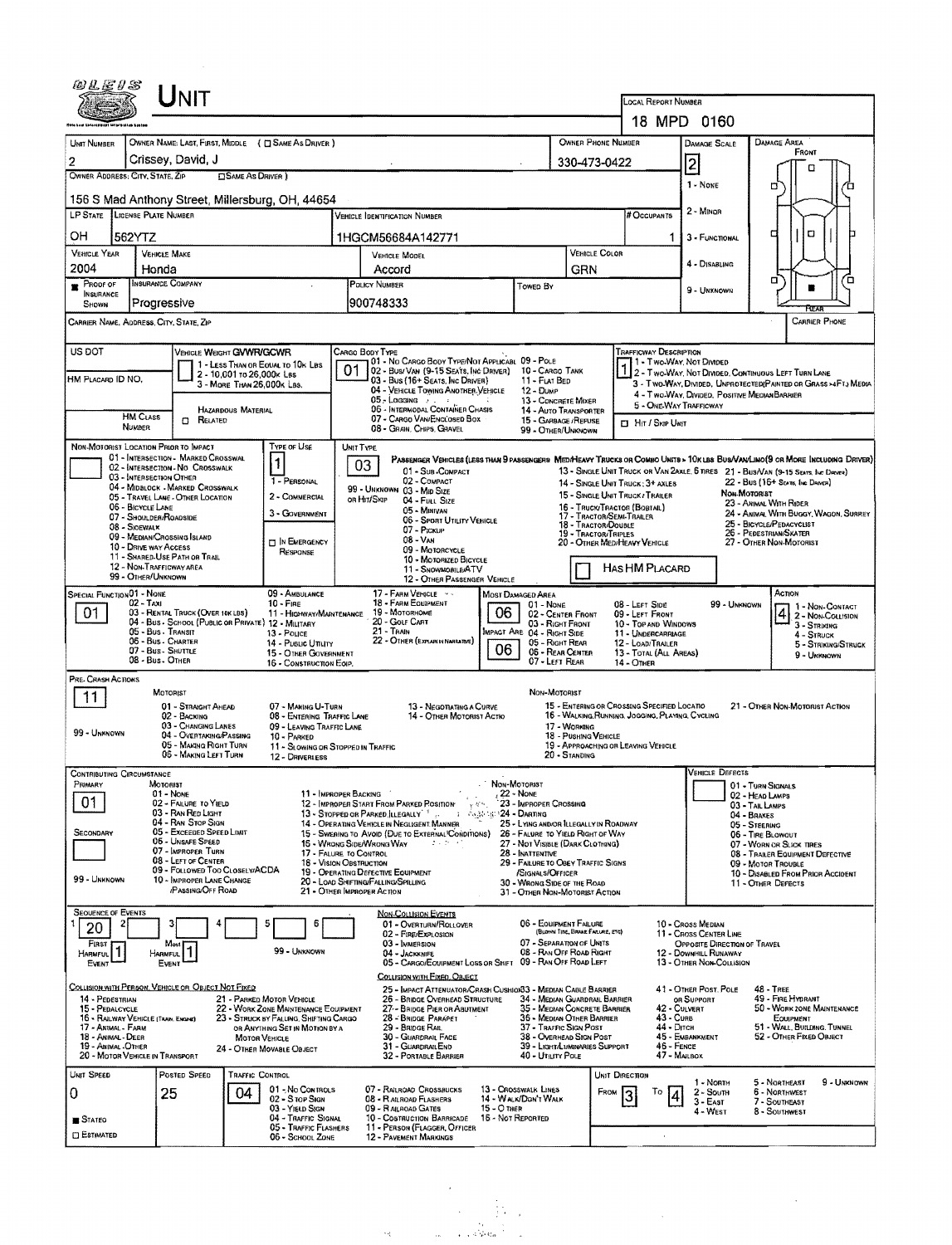# UNIT

**Local Report Number:** 18 MPD 0160

| Unit Number | Owner Name: Last, First, Middle ( ☐ Same As Driver ) | Owner Phone Number | Damage Scale | Damage Area |
|---|---|---|---|---|
| 2 | Crissey, David, J | 330-473-0422 | 2 | Front |

**Owner Address: City, State, Zip** ☐ Same As Driver

156 S Mad Anthony Street, Millersburg, OH, 44654

Damage Scale: 1 - None, 2 - Minor, 3 - Functional, 4 - Disabling, 9 - Unknown

| LP State | License Plate Number | Vehicle Identification Number | # Occupants |
|---|---|---|---|
| OH | 562YTZ | 1HGCM56684A142771 | 1 |

| Vehicle Year | Vehicle Make | Vehicle Model | Vehicle Color |
|---|---|---|---|
| 2004 | Honda | Accord | GRN |

| Proof of Insurance Shown | Insurance Company | Policy Number | Towed By |
|---|---|---|---|
| ■ | Progressive | 900748333 | |

Carrier Name, Address, City, State, Zip | Carrier Phone

US DOT

HM Placard ID No.

HM Class Number | ☐ Related (Hazardous Material)

**Vehicle Weight GVWR/GCWR:** 1 - Less Than or Equal to 10k Lbs; 2 - 10,001 to 26,000k Lbs; 3 - More Than 26,000k Lbs.

**Cargo Body Type:** 01
01 - No Cargo Body Type/Not Applicabl; 02 - Bus/Van (9-15 Seats, Inc Driver); 03 - Bus (16+ Seats, Inc Driver); 04 - Vehicle Towing Another Vehicle; 05 - Logging; 06 - Intermodal Container Chasis; 07 - Cargo Van/Enclosed Box; 08 - Grain, Chips, Gravel; 09 - Pole; 10 - Cargo Tank; 11 - Flat Bed; 12 - Dump; 13 - Concrete Mixer; 14 - Auto Transporter; 15 - Garbage/Refuse; 99 - Other/Unknown

**Trafficway Description:** 1
1 - Two-Way, Not Divided; 2 - Two-Way, Not Divided, Continuous Left Turn Lane; 3 - Two-Way, Divided, Unprotected (Painted or Grass >4Ft.) Media; 4 - Two-Way, Divided, Positive Median Barrier; 5 - One-Way Trafficway

☐ Hit / Skip Unit

**Non-Motorist Location Prior to Impact:**
01 - Intersection - Marked Crosswal; 02 - Intersection - No Crosswalk; 03 - Intersection Other; 04 - Midblock - Marked Crosswalk; 05 - Travel Lane - Other Location; 06 - Bicycle Lane; 07 - Shoulder/Roadside; 08 - Sidewalk; 09 - Median/Crossing Island; 10 - Drive Way Access; 11 - Shared-Use Path or Trail; 12 - Non-Trafficway Area; 99 - Other/Unknown

**Type of Use:** 1
1 - Personal; 2 - Commercial; 3 - Government; ☐ In Emergency Response

**Unit Type:** 03
Passenger Vehicles (less than 9 passengers): 01 - Sub-Compact; 02 - Compact; 99 - Unknown 03 - Mid Size; or Hit/Skip 04 - Full Size; 05 - Minivan; 06 - Sport Utility Vehicle; 07 - Pickup; 08 - Van; 09 - Motorcycle; 10 - Motorized Bicycle; 11 - Snowmobile/ATV; 12 - Other Passenger Vehicle
Med/Heavy Trucks or Combo Units > 10k lbs: 13 - Single Unit Truck or Van 2axle, 6 Tires; 14 - Single Unit Truck; 3+ Axles; 15 - Single Unit Truck / Trailer; 16 - Truck/Tractor (Bobtail); 17 - Tractor/Semi-Trailer; 18 - Tractor/Double; 19 - Tractor/Triples; 20 - Other Med/Heavy Vehicle
Bus/Van/Limo (9 or More Including Driver): 21 - Bus/Van (9-15 Seats, Inc Driver); 22 - Bus (16+ Seats, Inc Driver)
Non-Motorist: 23 - Animal With Rider; 24 - Animal With Buggy, Wagon, Surrey; 25 - Bicycle/Pedacyclist; 26 - Pedestrian/Skater; 27 - Other Non-Motorist

☐ Has HM Placard

**Special Function:** 01
01 - None; 02 - Taxi; 03 - Rental Truck (Over 10k lbs); 04 - Bus - School (Public or Private); 05 - Bus - Transit; 06 - Bus - Charter; 07 - Bus - Shuttle; 08 - Bus - Other; 09 - Ambulance; 10 - Fire; 11 - Highway/Maintenance; 12 - Military; 13 - Police; 14 - Public Utility; 15 - Other Government; 16 - Construction Eqip.; 17 - Farm Vehicle; 18 - Farm Equipment; 19 - Motorhome; 20 - Golf Cart; 21 - Train; 22 - Other (Explain in Narrative)

**Most Damaged Area:** 06 | **Impact Are:** 06
01 - None; 02 - Center Front; 03 - Right Front; 04 - Right Side; 05 - Right Rear; 06 - Rear Center; 07 - Left Rear; 08 - Left Side; 09 - Left Front; 10 - Top and Windows; 11 - Undercarriage; 12 - Load/Trailer; 13 - Total (All Areas); 14 - Other; 99 - Unknown

**Action:** 4
1 - Non-Contact; 2 - Non-Collision; 3 - Striking; 4 - Struck; 5 - Striking/Struck; 9 - Unknown

**Pre-Crash Actions:** 11
Motorist: 01 - Straight Ahead; 02 - Backing; 03 - Changing Lanes; 04 - Overtaking/Passing; 05 - Making Right Turn; 06 - Making Left Turn; 07 - Making U-Turn; 08 - Entering Traffic Lane; 09 - Leaving Traffic Lane; 10 - Parked; 11 - Slowing or Stopped in Traffic; 12 - Driverless; 13 - Negotiating a Curve; 14 - Other Motorist Actio
Non-Motorist: 15 - Entering or Crossing Specified Locatio; 16 - Walking, Running, Jogging, Playing, Cycling; 17 - Working; 18 - Pushing Vehicle; 19 - Approaching or Leaving Vehicle; 20 - Standing; 21 - Other Non-Motorist Action
99 - Unknown

**Contributing Circumstance:** Primary: 01 | Secondary: 
Motorist: 01 - None; 02 - Failure to Yield; 03 - Ran Red Light; 04 - Ran Stop Sign; 05 - Exceeded Speed Limit; 06 - Unsafe Speed; 07 - Improper Turn; 08 - Left of Center; 09 - Followed Too Closely/ACDA; 10 - Improper Lane Change /Passing/Off Road; 11 - Improper Backing; 12 - Improper Start From Parked Position; 13 - Stopped or Parked Illegally; 14 - Operating Vehicle in Negligent Manner; 15 - Swering to Avoid (Due to External Conditions); 16 - Wrong Side/Wrong Way; 17 - Failure to Control; 18 - Vision Obstruction; 19 - Operating Defective Equipment; 20 - Load Shifting/Falling/Spilling; 21 - Other Improper Action
Non-Motorist: 22 - None; 23 - Improper Crossing; 24 - Darting; 25 - Lying and/or Illegally in Roadway; 26 - Failure to Yield Right of Way; 27 - Not Visible (Dark Clothing); 28 - Inattentive; 29 - Failure to Obey Traffic Signs /Signals/Officer; 30 - Wrong Side of the Road; 31 - Other Non-Motorist Action
99 - Unknown

**Vehicle Defects:** 01 - Turn Signals; 02 - Head Lamps; 03 - Tail Lamps; 04 - Brakes; 05 - Steering; 06 - Tire Blowout; 07 - Worn or Slick Tires; 08 - Trailer Equipment Defective; 09 - Motor Trouble; 10 - Disabled From Prior Accident; 11 - Other Defects

**Sequence of Events:** 1: 20 | 2: | 3: | 4: | 5: | 6:
First Harmful Event: 1 | Most Harmful Event: 1 | 99 - Unknown

Non-Collision Events: 01 - Overturn/Rollover; 02 - Fire/Explosion; 03 - Immersion; 04 - Jackknife; 05 - Cargo/Equipment Loss or Shift; 06 - Equipment Failure (Blown Tire, Brake Failure, etc); 07 - Separation of Units; 08 - Ran Off Road Right; 09 - Ran Off Road Left; 10 - Cross Median; 11 - Cross Center Line Opposite Direction of Travel; 12 - Downhill Runaway; 13 - Other Non-Collision

Collision with Person, Vehicle or Object Not Fixed: 14 - Pedestrian; 15 - Pedalcycle; 16 - Railway Vehicle (Train, Engine); 17 - Animal - Farm; 18 - Animal - Deer; 19 - Animal - Other; 20 - Motor Vehicle in Transport; 21 - Parked Motor Vehicle; 22 - Work Zone Maintenance Equipment; 23 - Struck by Falling, Shifting Cargo or Anything Set in Motion by a Motor Vehicle; 24 - Other Movable Object

Collision with Fixed, Object: 25 - Impact Attenuator/Crash Cushion; 26 - Bridge Overhead Structure; 27 - Bridge Pier or Abutment; 28 - Bridge Parapet; 29 - Bridge Rail; 30 - Guardrail Face; 31 - Guardrail End; 32 - Portable Barrier; 33 - Median Cable Barrier; 34 - Median Guardrail Barrier; 35 - Median Concrete Barrier; 36 - Median Other Barrier; 37 - Traffic Sign Post; 38 - Overhead Sign Post; 39 - Light/Luminaries Support; 40 - Utility Pole; 41 - Other Post, Pole or Support; 42 - Culvert; 43 - Curb; 44 - Ditch; 45 - Embankment; 46 - Fence; 47 - Mailbox; 48 - Tree; 49 - Fire Hydrant; 50 - Work Zone Maintenance Equipment; 51 - Wall, Building, Tunnel; 52 - Other Fixed Object

| Unit Speed | Posted Speed | Traffic Control | Unit Direction |
|---|---|---|---|
| 0 | 25 | 04 | From 3 To 4 |

■ Stated ☐ Estimated

Traffic Control: 01 - No Controls; 02 - Stop Sign; 03 - Yield Sign; 04 - Traffic Signal; 05 - Traffic Flashers; 06 - School Zone; 07 - Railroad Crossbucks; 08 - Railroad Flashers; 09 - Railroad Gates; 10 - Costruction Barricade; 11 - Person (Flagger, Officer; 12 - Pavement Markings; 13 - Crosswalk Lines; 14 - Walk/Don't Walk; 15 - Other; 16 - Not Reported

Unit Direction: 1 - North; 2 - South; 3 - East; 4 - West; 5 - Northeast; 6 - Northwest; 7 - Southeast; 8 - Southwest; 9 - Unknown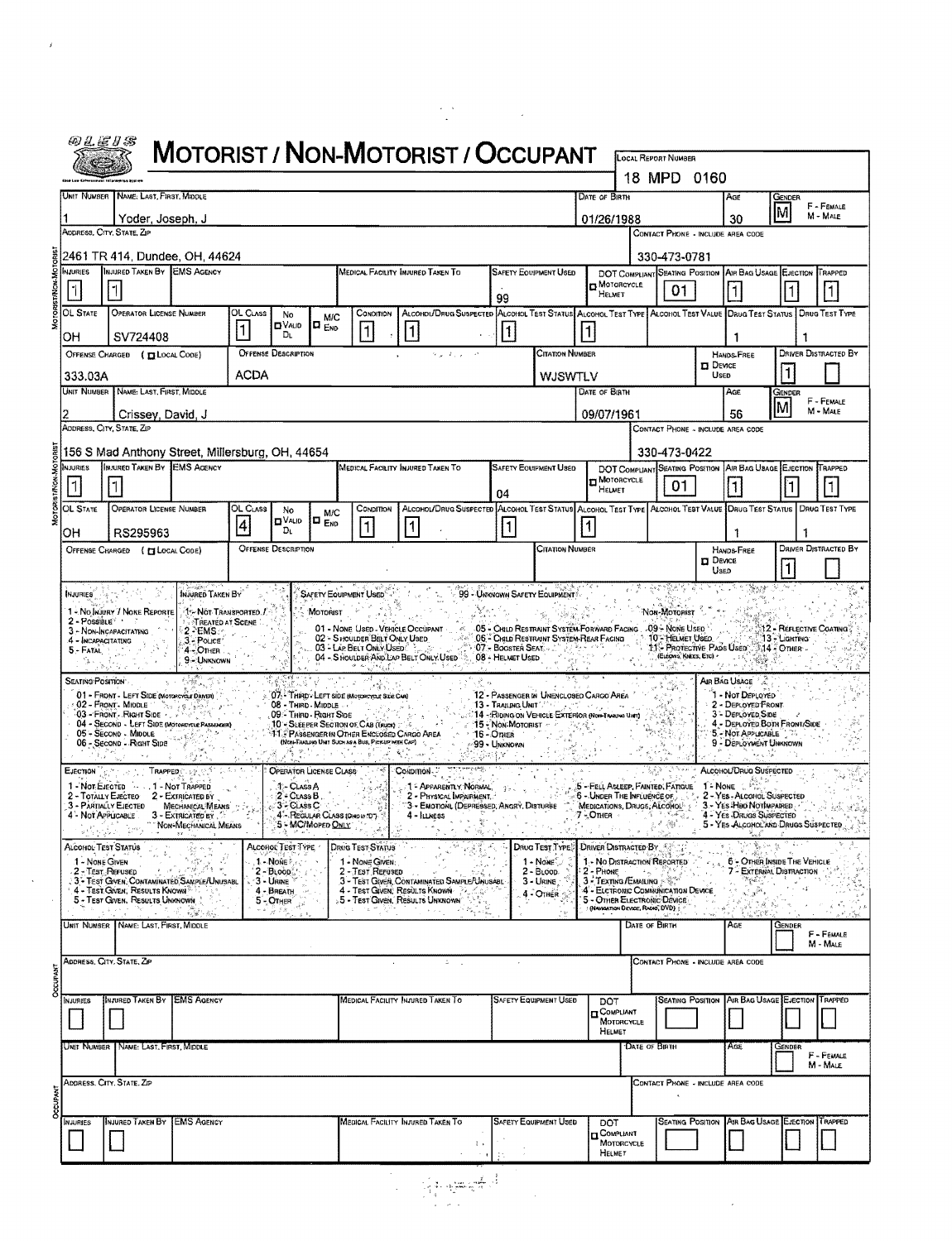# MOTORIST / NON-MOTORIST / OCCUPANT

OLEIS — Ohio Law Enforcement Information Sharing System

LOCAL REPORT NUMBER: 18 MPD 0160

## MOTORIST/NON-MOTORIST

| UNIT NUMBER | NAME: LAST, FIRST, MIDDLE | DATE OF BIRTH | AGE | GENDER (F - FEMALE, M - MALE) |
|---|---|---|---|---|
| 1 | Yoder, Joseph, J | 01/26/1988 | 30 | M |

| ADDRESS, CITY, STATE, ZIP | CONTACT PHONE - INCLUDE AREA CODE |
|---|---|
| 2461 TR 414, Dundee, OH, 44624 | 330-473-0781 |

| INJURIES | INJURED TAKEN BY | EMS AGENCY | MEDICAL FACILITY INJURED TAKEN TO | SAFETY EQUIPMENT USED | DOT COMPLIANT MOTORCYCLE HELMET | SEATING POSITION | AIR BAG USAGE | EJECTION | TRAPPED |
|---|---|---|---|---|---|---|---|---|---|
| 1 | 1 | | | 99 | | 01 | 1 | 1 | 1 |

| OL STATE | OPERATOR LICENSE NUMBER | OL CLASS | NO VALID DL | M/C END | CONDITION | ALCOHOL/DRUG SUSPECTED | ALCOHOL TEST STATUS | ALCOHOL TEST TYPE | ALCOHOL TEST VALUE | DRUG TEST STATUS | DRUG TEST TYPE |
|---|---|---|---|---|---|---|---|---|---|---|---|
| OH | SV724408 | 1 | | | 1 | 1 | 1 | 1 | | 1 | 1 |

| OFFENSE CHARGED (LOCAL CODE) | OFFENSE DESCRIPTION | CITATION NUMBER | HANDS-FREE DEVICE USED | DRIVER DISTRACTED BY |
|---|---|---|---|---|
| 333.03A | ACDA | WJSWTLV | | 1 |

| UNIT NUMBER | NAME: LAST, FIRST, MIDDLE | DATE OF BIRTH | AGE | GENDER (F - FEMALE, M - MALE) |
|---|---|---|---|---|
| 2 | Crissey, David, J | 09/07/1961 | 56 | M |

| ADDRESS, CITY, STATE, ZIP | CONTACT PHONE - INCLUDE AREA CODE |
|---|---|
| 156 S Mad Anthony Street, Millersburg, OH, 44654 | 330-473-0422 |

| INJURIES | INJURED TAKEN BY | EMS AGENCY | MEDICAL FACILITY INJURED TAKEN TO | SAFETY EQUIPMENT USED | DOT COMPLIANT MOTORCYCLE HELMET | SEATING POSITION | AIR BAG USAGE | EJECTION | TRAPPED |
|---|---|---|---|---|---|---|---|---|---|
| 1 | 1 | | | 04 | | 01 | 1 | 1 | 1 |

| OL STATE | OPERATOR LICENSE NUMBER | OL CLASS | NO VALID DL | M/C END | CONDITION | ALCOHOL/DRUG SUSPECTED | ALCOHOL TEST STATUS | ALCOHOL TEST TYPE | ALCOHOL TEST VALUE | DRUG TEST STATUS | DRUG TEST TYPE |
|---|---|---|---|---|---|---|---|---|---|---|---|
| OH | RS295963 | 4 | | | 1 | 1 | 1 | 1 | | 1 | 1 |

| OFFENSE CHARGED (LOCAL CODE) | OFFENSE DESCRIPTION | CITATION NUMBER | HANDS-FREE DEVICE USED | DRIVER DISTRACTED BY |
|---|---|---|---|---|
| | | | | 1 |

## Codes

**INJURIES:** 1 - No Injury / None Reported; 2 - Possible; 3 - Non-Incapacitating; 4 - Incapacitating; 5 - Fatal

**INJURED TAKEN BY:** 1 - Not Transported / Treated at Scene; 2 - EMS; 3 - Police; 4 - Other; 9 - Unknown

**SAFETY EQUIPMENT USED:** 99 - Unknown Safety Equipment

Motorist: 01 - None Used - Vehicle Occupant; 02 - Shoulder Belt Only Used; 03 - Lap Belt Only Used; 04 - Shoulder and Lap Belt Only Used; 05 - Child Restraint System-Forward Facing; 06 - Child Restraint System-Rear Facing; 07 - Booster Seat; 08 - Helmet Used

Non-Motorist: 09 - None Used; 10 - Helmet Used; 11 - Protective Pads Used (Elbows, Knees, Etc); 12 - Reflective Coating; 13 - Lighting; 14 - Other

**SEATING POSITION:** 01 - Front - Left Side (Motorcycle Driver); 02 - Front - Middle; 03 - Front - Right Side; 04 - Second - Left Side (Motorcycle Passenger); 05 - Second - Middle; 06 - Second - Right Side; 07 - Third - Left Side (Motorcycle Side Car); 08 - Third - Middle; 09 - Third - Right Side; 10 - Sleeper Section of Cab (Truck); 11 - Passenger in Other Enclosed Cargo Area (Non-Trailing Unit Such as a Bus, Pickup with Cap); 12 - Passenger in Unenclosed Cargo Area; 13 - Trailing Unit; 14 - Riding on Vehicle Exterior (Non-Trailing Unit); 15 - Non-Motorist; 16 - Other; 99 - Unknown

**AIR BAG USAGE:** 1 - Not Deployed; 2 - Deployed Front; 3 - Deployed Side; 4 - Deployed Both Front/Side; 5 - Not Applicable; 9 - Deployment Unknown

**EJECTION:** 1 - Not Ejected; 2 - Totally Ejected; 3 - Partially Ejected; 4 - Not Applicable

**TRAPPED:** 1 - Not Trapped; 2 - Extricated by Mechanical Means; 3 - Extricated by Non-Mechanical Means

**OPERATOR LICENSE CLASS:** 1 - Class A; 2 - Class B; 3 - Class C; 4 - Regular Class (Ohio is "D"); 5 - M/C Moped Only

**CONDITION:** 1 - Apparently Normal; 2 - Physical Impairment; 3 - Emotional (Depressed, Angry, Disturbed); 4 - Illness; 5 - Fell Asleep, Fainted, Fatigue; 6 - Under the Influence of Medications, Drugs, Alcohol; 7 - Other

**ALCOHOL/DRUG SUSPECTED:** 1 - None; 2 - Yes - Alcohol Suspected; 3 - Yes - HBD Not Impaired; 4 - Yes - Drugs Suspected; 5 - Yes - Alcohol and Drugs Suspected

**ALCOHOL TEST STATUS:** 1 - None Given; 2 - Test Refused; 3 - Test Given, Contaminated Sample/Unusable; 4 - Test Given, Results Known; 5 - Test Given, Results Unknown

**ALCOHOL TEST TYPE:** 1 - None; 2 - Blood; 3 - Urine; 4 - Breath; 5 - Other

**DRUG TEST STATUS:** 1 - None Given; 2 - Test Refused; 3 - Test Given, Contaminated Sample/Unusable; 4 - Test Given, Results Known; 5 - Test Given, Results Unknown

**DRUG TEST TYPE:** 1 - None; 2 - Blood; 3 - Urine; 4 - Other

**DRIVER DISTRACTED BY:** 1 - No Distraction Reported; 2 - Phone; 3 - Texting /Emailing; 4 - Electronic Communication Device; 5 - Other Electronic Device (Navigation Device, Radio, DVD); 6 - Other Inside the Vehicle; 7 - External Distraction

## OCCUPANT

| UNIT NUMBER | NAME: LAST, FIRST, MIDDLE | DATE OF BIRTH | AGE | GENDER (F - FEMALE, M - MALE) |
|---|---|---|---|---|
| | | | | |

| ADDRESS, CITY, STATE, ZIP | CONTACT PHONE - INCLUDE AREA CODE |
|---|---|
| | |

| INJURIES | INJURED TAKEN BY | EMS AGENCY | MEDICAL FACILITY INJURED TAKEN TO | SAFETY EQUIPMENT USED | DOT COMPLIANT MOTORCYCLE HELMET | SEATING POSITION | AIR BAG USAGE | EJECTION | TRAPPED |
|---|---|---|---|---|---|---|---|---|---|
| | | | | | | | | | |

## OCCUPANT

| UNIT NUMBER | NAME: LAST, FIRST, MIDDLE | DATE OF BIRTH | AGE | GENDER (F - FEMALE, M - MALE) |
|---|---|---|---|---|
| | | | | |

| ADDRESS, CITY, STATE, ZIP | CONTACT PHONE - INCLUDE AREA CODE |
|---|---|
| | |

| INJURIES | INJURED TAKEN BY | EMS AGENCY | MEDICAL FACILITY INJURED TAKEN TO | SAFETY EQUIPMENT USED | DOT COMPLIANT MOTORCYCLE HELMET | SEATING POSITION | AIR BAG USAGE | EJECTION | TRAPPED |
|---|---|---|---|---|---|---|---|---|---|
| | | | | | | | | | |